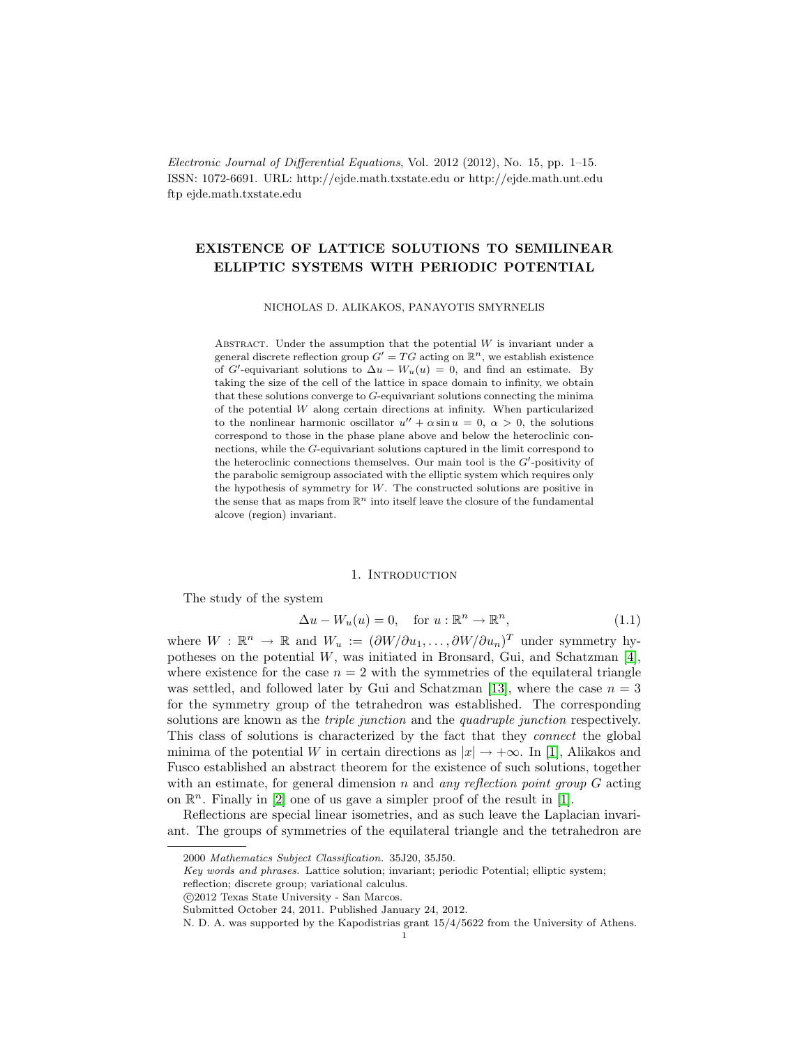# EXISTENCE OF LATTICE SOLUTIONS TO SEMILINEAR ELLIPTIC SYSTEMS WITH PERIODIC POTENTIAL

NICHOLAS D. ALIKAKOS, PANAYOTIS SMYRNELIS

Abstract. Under the assumption that the potential $W$ is invariant under a general discrete reflection group $G' = TG$ acting on $\mathbb{R}^n$, we establish existence of $G'$-equivariant solutions to $\Delta u - W_u(u) = 0$, and find an estimate. By taking the size of the cell of the lattice in space domain to infinity, we obtain that these solutions converge to $G$-equivariant solutions connecting the minima of the potential $W$ along certain directions at infinity. When particularized to the nonlinear harmonic oscillator $u'' + \alpha \sin u = 0$, $\alpha > 0$, the solutions correspond to those in the phase plane above and below the heteroclinic connections, while the $G$-equivariant solutions captured in the limit correspond to the heteroclinic connections themselves. Our main tool is the $G'$-positivity of the parabolic semigroup associated with the elliptic system which requires only the hypothesis of symmetry for $W$. The constructed solutions are positive in the sense that as maps from $\mathbb{R}^n$ into itself leave the closure of the fundamental alcove (region) invariant.

## 1. Introduction

The study of the system

$$\Delta u - W_u(u) = 0, \quad \text{for } u : \mathbb{R}^n \to \mathbb{R}^n, \tag{1.1}$$

where $W : \mathbb{R}^n \to \mathbb{R}$ and $W_u := (\partial W/\partial u_1, \dots, \partial W/\partial u_n)^T$ under symmetry hypotheses on the potential $W$, was initiated in Bronsard, Gui, and Schatzman [4], where existence for the case $n = 2$ with the symmetries of the equilateral triangle was settled, and followed later by Gui and Schatzman [13], where the case $n = 3$ for the symmetry group of the tetrahedron was established. The corresponding solutions are known as the *triple junction* and the *quadruple junction* respectively. This class of solutions is characterized by the fact that they *connect* the global minima of the potential $W$ in certain directions as $|x| \to +\infty$. In [1], Alikakos and Fusco established an abstract theorem for the existence of such solutions, together with an estimate, for general dimension $n$ and *any reflection point group* $G$ acting on $\mathbb{R}^n$. Finally in [2] one of us gave a simpler proof of the result in [1].

Reflections are special linear isometries, and as such leave the Laplacian invariant. The groups of symmetries of the equilateral triangle and the tetrahedron are

---

2000 *Mathematics Subject Classification.* 35J20, 35J50.

*Key words and phrases.* Lattice solution; invariant; periodic Potential; elliptic system; reflection; discrete group; variational calculus.

©2012 Texas State University - San Marcos.

Submitted October 24, 2011. Published January 24, 2012.

N. D. A. was supported by the Kapodistrias grant 15/4/5622 from the University of Athens.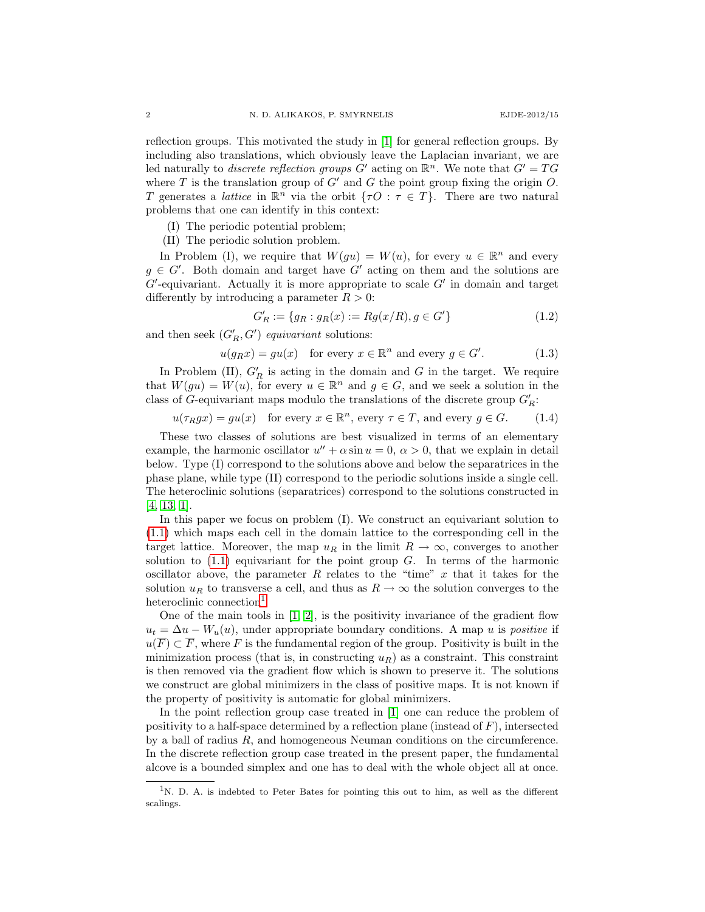reflection groups. This motivated the study in [1] for general reflection groups. By including also translations, which obviously leave the Laplacian invariant, we are led naturally to *discrete reflection groups* $G'$ acting on $\mathbb{R}^n$. We note that $G' = TG$ where $T$ is the translation group of $G'$ and $G$ the point group fixing the origin $O$. $T$ generates a *lattice* in $\mathbb{R}^n$ via the orbit $\{\tau O : \tau \in T\}$. There are two natural problems that one can identify in this context:

(I) The periodic potential problem;
(II) The periodic solution problem.

In Problem (I), we require that $W(gu) = W(u)$, for every $u \in \mathbb{R}^n$ and every $g \in G'$. Both domain and target have $G'$ acting on them and the solutions are $G'$-equivariant. Actually it is more appropriate to scale $G'$ in domain and target differently by introducing a parameter $R > 0$:

$$G'_R := \{g_R : g_R(x) := Rg(x/R), g \in G'\} \tag{1.2}$$

and then seek $(G'_R, G')$ *equivariant* solutions:

$$u(g_R x) = gu(x) \quad \text{for every } x \in \mathbb{R}^n \text{ and every } g \in G'. \tag{1.3}$$

In Problem (II), $G'_R$ is acting in the domain and $G$ in the target. We require that $W(gu) = W(u)$, for every $u \in \mathbb{R}^n$ and $g \in G$, and we seek a solution in the class of $G$-equivariant maps modulo the translations of the discrete group $G'_R$:

$$u(\tau_R g x) = gu(x) \quad \text{for every } x \in \mathbb{R}^n, \text{ every } \tau \in T, \text{ and every } g \in G. \tag{1.4}$$

These two classes of solutions are best visualized in terms of an elementary example, the harmonic oscillator $u'' + \alpha \sin u = 0$, $\alpha > 0$, that we explain in detail below. Type (I) correspond to the solutions above and below the separatrices in the phase plane, while type (II) correspond to the periodic solutions inside a single cell. The heteroclinic solutions (separatrices) correspond to the solutions constructed in [4, 13, 1].

In this paper we focus on problem (I). We construct an equivariant solution to (1.1) which maps each cell in the domain lattice to the corresponding cell in the target lattice. Moreover, the map $u_R$ in the limit $R \to \infty$, converges to another solution to (1.1) equivariant for the point group $G$. In terms of the harmonic oscillator above, the parameter $R$ relates to the "time" $x$ that it takes for the solution $u_R$ to transverse a cell, and thus as $R \to \infty$ the solution converges to the heteroclinic connection[1].

One of the main tools in [1, 2], is the positivity invariance of the gradient flow $u_t = \Delta u - W_u(u)$, under appropriate boundary conditions. A map $u$ is *positive* if $u(\overline{F}) \subset \overline{F}$, where $F$ is the fundamental region of the group. Positivity is built in the minimization process (that is, in constructing $u_R$) as a constraint. This constraint is then removed via the gradient flow which is shown to preserve it. The solutions we construct are global minimizers in the class of positive maps. It is not known if the property of positivity is automatic for global minimizers.

In the point reflection group case treated in [1] one can reduce the problem of positivity to a half-space determined by a reflection plane (instead of $F$), intersected by a ball of radius $R$, and homogeneous Neuman conditions on the circumference. In the discrete reflection group case treated in the present paper, the fundamental alcove is a bounded simplex and one has to deal with the whole object all at once.

---

[1] N. D. A. is indebted to Peter Bates for pointing this out to him, as well as the different scalings.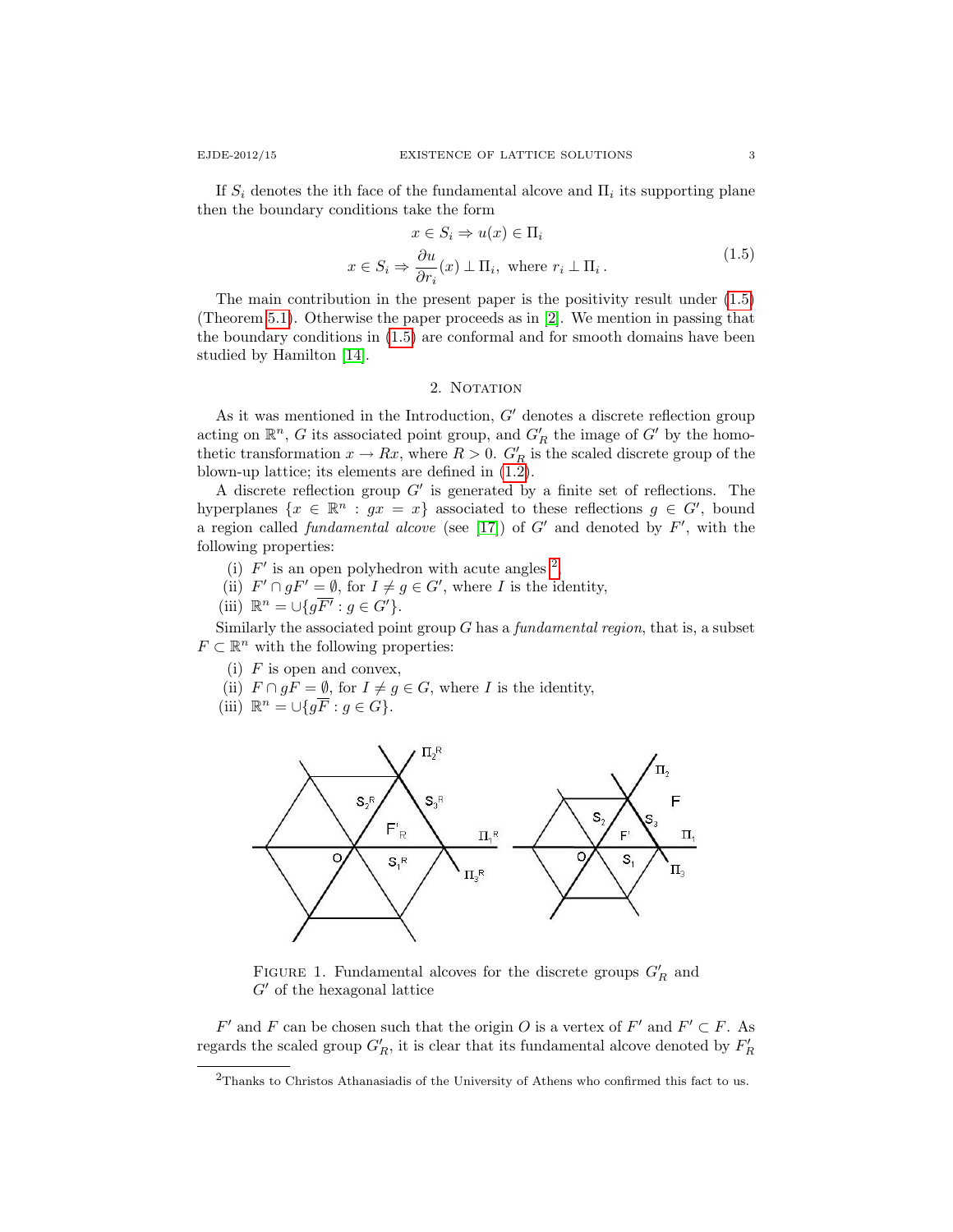If $S_i$ denotes the ith face of the fundamental alcove and $\Pi_i$ its supporting plane then the boundary conditions take the form

$$
\begin{gathered}
x \in S_i \Rightarrow u(x) \in \Pi_i \\
x \in S_i \Rightarrow \frac{\partial u}{\partial r_i}(x) \perp \Pi_i, \text{ where } r_i \perp \Pi_i\,.
\end{gathered}
\tag{1.5}
$$

The main contribution in the present paper is the positivity result under (1.5) (Theorem 5.1). Otherwise the paper proceeds as in [2]. We mention in passing that the boundary conditions in (1.5) are conformal and for smooth domains have been studied by Hamilton [14].

## 2. Notation

As it was mentioned in the Introduction, $G'$ denotes a discrete reflection group acting on $\mathbb{R}^n$, $G$ its associated point group, and $G'_R$ the image of $G'$ by the homothetic transformation $x \to Rx$, where $R > 0$. $G'_R$ is the scaled discrete group of the blown-up lattice; its elements are defined in (1.2).

A discrete reflection group $G'$ is generated by a finite set of reflections. The hyperplanes $\{x \in \mathbb{R}^n : gx = x\}$ associated to these reflections $g \in G'$, bound a region called *fundamental alcove* (see [17]) of $G'$ and denoted by $F'$, with the following properties:

(i) $F'$ is an open polyhedron with acute angles [2],
(ii) $F' \cap gF' = \emptyset$, for $I \neq g \in G'$, where $I$ is the identity,
(iii) $\mathbb{R}^n = \cup\{g\overline{F'} : g \in G'\}$.

Similarly the associated point group $G$ has a *fundamental region*, that is, a subset $F \subset \mathbb{R}^n$ with the following properties:

(i) $F$ is open and convex,
(ii) $F \cap gF = \emptyset$, for $I \neq g \in G$, where $I$ is the identity,
(iii) $\mathbb{R}^n = \cup\{g\overline{F} : g \in G\}$.

Figure 1. Fundamental alcoves for the discrete groups $G'_R$ and $G'$ of the hexagonal lattice

$F'$ and $F$ can be chosen such that the origin $O$ is a vertex of $F'$ and $F' \subset F$. As regards the scaled group $G'_R$, it is clear that its fundamental alcove denoted by $F'_R$

[2] Thanks to Christos Athanasiadis of the University of Athens who confirmed this fact to us.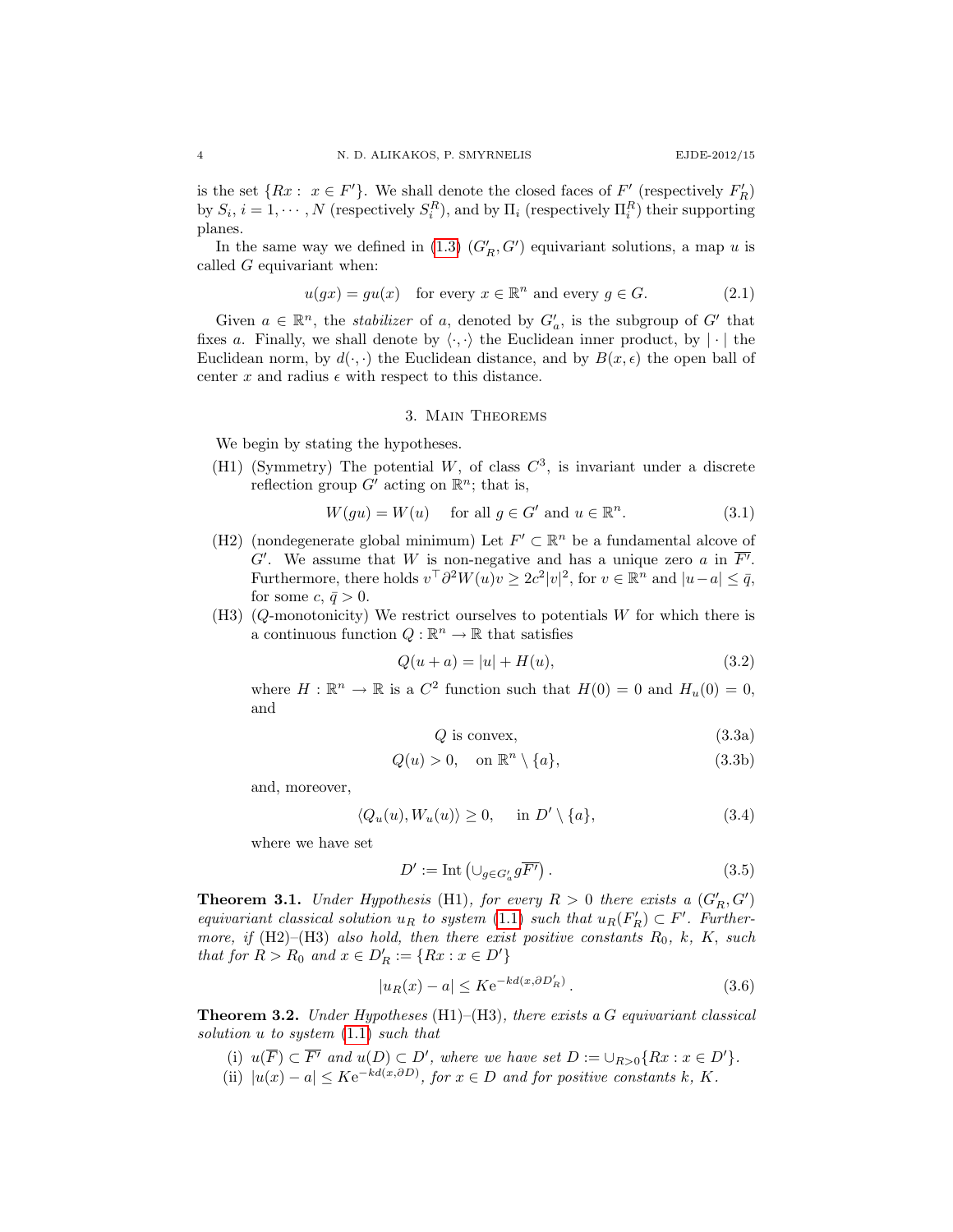is the set $\{Rx : \ x \in F'\}$. We shall denote the closed faces of $F'$ (respectively $F'_R$) by $S_i$, $i = 1, \cdots, N$ (respectively $S_i^R$), and by $\Pi_i$ (respectively $\Pi_i^R$) their supporting planes.

In the same way we defined in (1.3) $(G'_R, G')$ equivariant solutions, a map $u$ is called $G$ equivariant when:

$$u(gx) = gu(x) \quad \text{for every } x \in \mathbb{R}^n \text{ and every } g \in G. \tag{2.1}$$

Given $a \in \mathbb{R}^n$, the *stabilizer* of $a$, denoted by $G'_a$, is the subgroup of $G'$ that fixes $a$. Finally, we shall denote by $\langle \cdot, \cdot \rangle$ the Euclidean inner product, by $|\cdot|$ the Euclidean norm, by $d(\cdot, \cdot)$ the Euclidean distance, and by $B(x, \epsilon)$ the open ball of center $x$ and radius $\epsilon$ with respect to this distance.

## 3. Main Theorems

We begin by stating the hypotheses.

(H1) (Symmetry) The potential $W$, of class $C^3$, is invariant under a discrete reflection group $G'$ acting on $\mathbb{R}^n$; that is,

$$W(gu) = W(u) \quad \text{ for all } g \in G' \text{ and } u \in \mathbb{R}^n. \tag{3.1}$$

(H2) (nondegenerate global minimum) Let $F' \subset \mathbb{R}^n$ be a fundamental alcove of $G'$. We assume that $W$ is non-negative and has a unique zero $a$ in $\overline{F'}$. Furthermore, there holds $v^\top \partial^2 W(u) v \geq 2c^2 |v|^2$, for $v \in \mathbb{R}^n$ and $|u - a| \leq \bar{q}$, for some $c, \bar{q} > 0$.

(H3) ($Q$-monotonicity) We restrict ourselves to potentials $W$ for which there is a continuous function $Q : \mathbb{R}^n \to \mathbb{R}$ that satisfies

$$Q(u + a) = |u| + H(u), \tag{3.2}$$

where $H : \mathbb{R}^n \to \mathbb{R}$ is a $C^2$ function such that $H(0) = 0$ and $H_u(0) = 0$, and

$$Q \text{ is convex}, \tag{3.3a}$$

$$Q(u) > 0, \quad \text{on } \mathbb{R}^n \setminus \{a\}, \tag{3.3b}$$

and, moreover,

$$\langle Q_u(u), W_u(u) \rangle \geq 0, \quad \text{ in } D' \setminus \{a\}, \tag{3.4}$$

where we have set

$$D' := \operatorname{Int}\left( \cup_{g \in G'_a} g\overline{F'} \right). \tag{3.5}$$

**Theorem 3.1.** *Under Hypothesis* (H1)*, for every $R > 0$ there exists a $(G'_R, G')$ equivariant classical solution $u_R$ to system* (1.1) *such that $u_R(F'_R) \subset F'$. Furthermore, if* (H2)–(H3) *also hold, then there exist positive constants $R_0$, $k$, $K$, such that for $R > R_0$ and $x \in D'_R := \{Rx : x \in D'\}$*

$$|u_R(x) - a| \leq K \mathrm{e}^{-kd(x, \partial D'_R)}. \tag{3.6}$$

**Theorem 3.2.** *Under Hypotheses* (H1)–(H3)*, there exists a $G$ equivariant classical solution $u$ to system* (1.1) *such that*

(i) *$u(\overline{F}) \subset \overline{F'}$ and $u(D) \subset D'$, where we have set $D := \cup_{R>0}\{Rx : x \in D'\}$.*

(ii) *$|u(x) - a| \leq K \mathrm{e}^{-kd(x, \partial D)}$, for $x \in D$ and for positive constants $k$, $K$.*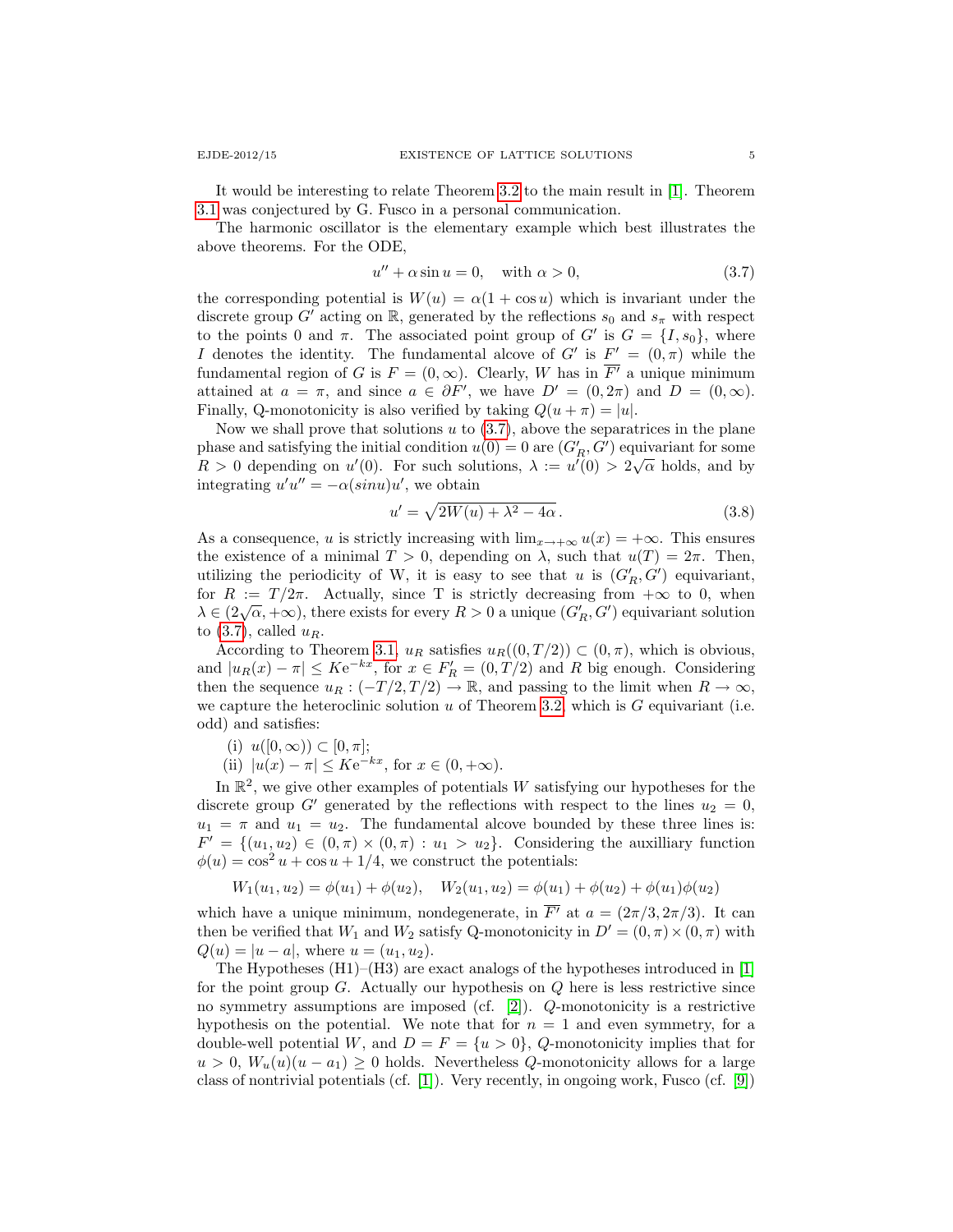It would be interesting to relate Theorem 3.2 to the main result in [1]. Theorem 3.1 was conjectured by G. Fusco in a personal communication.

The harmonic oscillator is the elementary example which best illustrates the above theorems. For the ODE,

$$u'' + \alpha \sin u = 0, \quad \text{with } \alpha > 0, \tag{3.7}$$

the corresponding potential is $W(u) = \alpha(1 + \cos u)$ which is invariant under the discrete group $G'$ acting on $\mathbb{R}$, generated by the reflections $s_0$ and $s_\pi$ with respect to the points 0 and $\pi$. The associated point group of $G'$ is $G = \{I, s_0\}$, where $I$ denotes the identity. The fundamental alcove of $G'$ is $F' = (0, \pi)$ while the fundamental region of $G$ is $F = (0, \infty)$. Clearly, $W$ has in $\overline{F'}$ a unique minimum attained at $a = \pi$, and since $a \in \partial F'$, we have $D' = (0, 2\pi)$ and $D = (0, \infty)$. Finally, Q-monotonicity is also verified by taking $Q(u + \pi) = |u|$.

Now we shall prove that solutions $u$ to (3.7), above the separatrices in the plane phase and satisfying the initial condition $u(0) = 0$ are $(G'_R, G')$ equivariant for some $R > 0$ depending on $u'(0)$. For such solutions, $\lambda := u'(0) > 2\sqrt{\alpha}$ holds, and by integrating $u'u'' = -\alpha(sinu)u'$, we obtain

$$u' = \sqrt{2W(u) + \lambda^2 - 4\alpha}\,. \tag{3.8}$$

As a consequence, $u$ is strictly increasing with $\lim_{x \to +\infty} u(x) = +\infty$. This ensures the existence of a minimal $T > 0$, depending on $\lambda$, such that $u(T) = 2\pi$. Then, utilizing the periodicity of W, it is easy to see that $u$ is $(G'_R, G')$ equivariant, for $R := T/2\pi$. Actually, since T is strictly decreasing from $+\infty$ to 0, when $\lambda \in (2\sqrt{\alpha}, +\infty)$, there exists for every $R > 0$ a unique $(G'_R, G')$ equivariant solution to (3.7), called $u_R$.

According to Theorem 3.1, $u_R$ satisfies $u_R((0, T/2)) \subset (0, \pi)$, which is obvious, and $|u_R(x) - \pi| \leq K e^{-kx}$, for $x \in F'_R = (0, T/2)$ and $R$ big enough. Considering then the sequence $u_R : (-T/2, T/2) \to \mathbb{R}$, and passing to the limit when $R \to \infty$, we capture the heteroclinic solution $u$ of Theorem 3.2, which is $G$ equivariant (i.e. odd) and satisfies:

(i) $u([0, \infty)) \subset [0, \pi]$;
(ii) $|u(x) - \pi| \leq K e^{-kx}$, for $x \in (0, +\infty)$.

In $\mathbb{R}^2$, we give other examples of potentials $W$ satisfying our hypotheses for the discrete group $G'$ generated by the reflections with respect to the lines $u_2 = 0$, $u_1 = \pi$ and $u_1 = u_2$. The fundamental alcove bounded by these three lines is: $F' = \{(u_1, u_2) \in (0, \pi) \times (0, \pi) : u_1 > u_2\}$. Considering the auxilliary function $\phi(u) = \cos^2 u + \cos u + 1/4$, we construct the potentials:

$$W_1(u_1, u_2) = \phi(u_1) + \phi(u_2), \quad W_2(u_1, u_2) = \phi(u_1) + \phi(u_2) + \phi(u_1)\phi(u_2)$$

which have a unique minimum, nondegenerate, in $\overline{F'}$ at $a = (2\pi/3, 2\pi/3)$. It can then be verified that $W_1$ and $W_2$ satisfy Q-monotonicity in $D' = (0, \pi) \times (0, \pi)$ with $Q(u) = |u - a|$, where $u = (u_1, u_2)$.

The Hypotheses (H1)–(H3) are exact analogs of the hypotheses introduced in [1] for the point group $G$. Actually our hypothesis on $Q$ here is less restrictive since no symmetry assumptions are imposed (cf. [2]). $Q$-monotonicity is a restrictive hypothesis on the potential. We note that for $n = 1$ and even symmetry, for a double-well potential $W$, and $D = F = \{u > 0\}$, $Q$-monotonicity implies that for $u > 0$, $W_u(u)(u - a_1) \geq 0$ holds. Nevertheless $Q$-monotonicity allows for a large class of nontrivial potentials (cf. [1]). Very recently, in ongoing work, Fusco (cf. [9])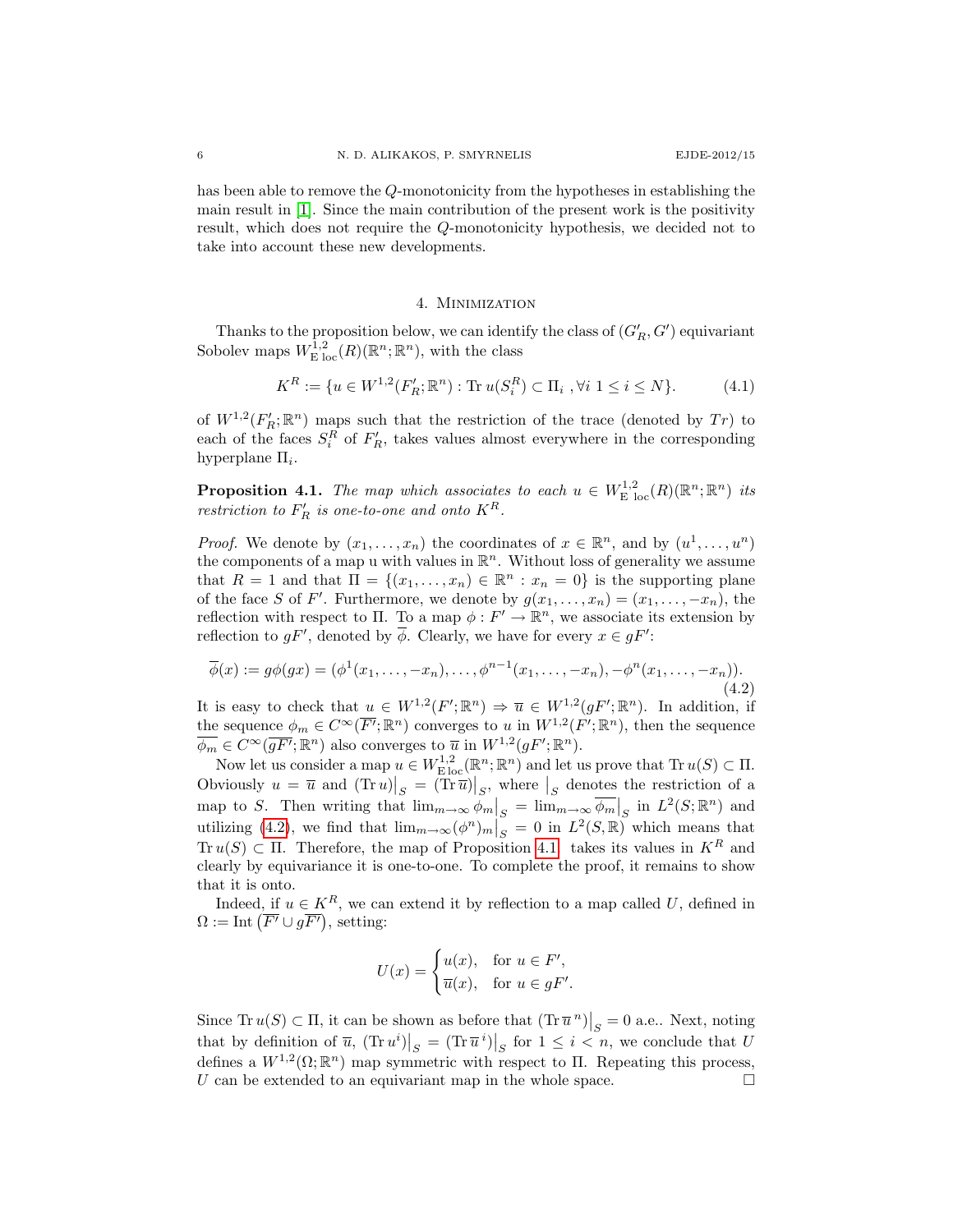has been able to remove the $Q$-monotonicity from the hypotheses in establishing the main result in [1]. Since the main contribution of the present work is the positivity result, which does not require the $Q$-monotonicity hypothesis, we decided not to take into account these new developments.

## 4. Minimization

Thanks to the proposition below, we can identify the class of $(G'_R, G')$ equivariant Sobolev maps $W^{1,2}_{\mathrm{E\ loc}}(R)(\mathbb{R}^n;\mathbb{R}^n)$, with the class

$$K^R := \{u \in W^{1,2}(F'_R;\mathbb{R}^n) : \operatorname{Tr} u(S_i^R) \subset \Pi_i \ , \forall i \ 1 \le i \le N\}. \tag{4.1}$$

of $W^{1,2}(F'_R;\mathbb{R}^n)$ maps such that the restriction of the trace (denoted by $Tr$) to each of the faces $S_i^R$ of $F'_R$, takes values almost everywhere in the corresponding hyperplane $\Pi_i$.

**Proposition 4.1.** *The map which associates to each $u \in W^{1,2}_{\mathrm{E\ loc}}(R)(\mathbb{R}^n;\mathbb{R}^n)$ its restriction to $F'_R$ is one-to-one and onto $K^R$.*

*Proof.* We denote by $(x_1,\dots,x_n)$ the coordinates of $x \in \mathbb{R}^n$, and by $(u^1,\dots,u^n)$ the components of a map u with values in $\mathbb{R}^n$. Without loss of generality we assume that $R = 1$ and that $\Pi = \{(x_1,\dots,x_n) \in \mathbb{R}^n : x_n = 0\}$ is the supporting plane of the face $S$ of $F'$. Furthermore, we denote by $g(x_1,\dots,x_n) = (x_1,\dots,-x_n)$, the reflection with respect to $\Pi$. To a map $\phi : F' \to \mathbb{R}^n$, we associate its extension by reflection to $gF'$, denoted by $\overline{\phi}$. Clearly, we have for every $x \in gF'$:

$$\overline{\phi}(x) := g\phi(gx) = (\phi^1(x_1,\dots,-x_n),\dots,\phi^{n-1}(x_1,\dots,-x_n),-\phi^n(x_1,\dots,-x_n)). \tag{4.2}$$

It is easy to check that $u \in W^{1,2}(F';\mathbb{R}^n) \Rightarrow \overline{u} \in W^{1,2}(gF';\mathbb{R}^n)$. In addition, if the sequence $\phi_m \in C^\infty(\overline{F'};\mathbb{R}^n)$ converges to $u$ in $W^{1,2}(F';\mathbb{R}^n)$, then the sequence $\overline{\phi_m} \in C^\infty(\overline{gF'};\mathbb{R}^n)$ also converges to $\overline{u}$ in $W^{1,2}(gF';\mathbb{R}^n)$.

Now let us consider a map $u \in W^{1,2}_{\mathrm{E\,loc}}(\mathbb{R}^n;\mathbb{R}^n)$ and let us prove that $\operatorname{Tr} u(S) \subset \Pi$. Obviously $u = \overline{u}$ and $(\operatorname{Tr} u)\big|_S = (\operatorname{Tr} \overline{u})\big|_S$, where $\big|_S$ denotes the restriction of a map to $S$. Then writing that $\lim_{m\to\infty} \phi_m\big|_S = \lim_{m\to\infty} \overline{\phi_m}\big|_S$ in $L^2(S;\mathbb{R}^n)$ and utilizing (4.2), we find that $\lim_{m\to\infty} (\phi^n)_m\big|_S = 0$ in $L^2(S,\mathbb{R})$ which means that $\operatorname{Tr} u(S) \subset \Pi$. Therefore, the map of Proposition 4.1 takes its values in $K^R$ and clearly by equivariance it is one-to-one. To complete the proof, it remains to show that it is onto.

Indeed, if $u \in K^R$, we can extend it by reflection to a map called $U$, defined in $\Omega := \operatorname{Int}\big(\overline{F'} \cup g\overline{F'}\big)$, setting:

$$U(x) = \begin{cases} u(x), & \text{for } u \in F', \\ \overline{u}(x), & \text{for } u \in gF'. \end{cases}$$

Since $\operatorname{Tr} u(S) \subset \Pi$, it can be shown as before that $(\operatorname{Tr} \overline{u}^{\,n})\big|_S = 0$ a.e.. Next, noting that by definition of $\overline{u}$, $(\operatorname{Tr} u^i)\big|_S = (\operatorname{Tr} \overline{u}^{\,i})\big|_S$ for $1 \le i < n$, we conclude that $U$ defines a $W^{1,2}(\Omega;\mathbb{R}^n)$ map symmetric with respect to $\Pi$. Repeating this process, $U$ can be extended to an equivariant map in the whole space. $\square$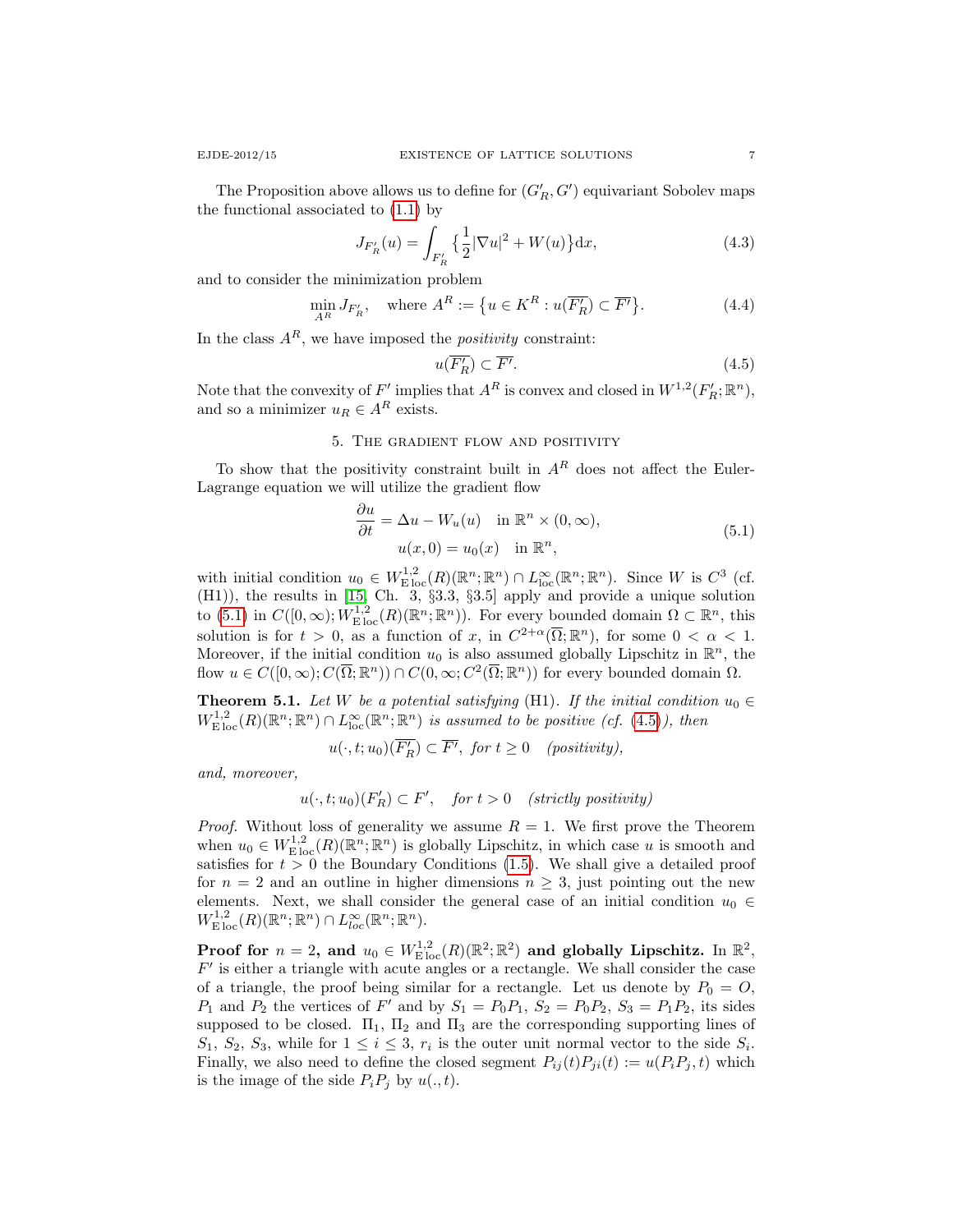The Proposition above allows us to define for $(G'_R, G')$ equivariant Sobolev maps the functional associated to (1.1) by

$$J_{F'_R}(u) = \int_{F'_R} \big\{\frac{1}{2}|\nabla u|^2 + W(u)\big\} \mathrm{d}x, \tag{4.3}$$

and to consider the minimization problem

$$\min_{A^R} J_{F'_R}, \quad \text{where } A^R := \big\{u \in K^R : u(\overline{F'_R}) \subset \overline{F'}\big\}. \tag{4.4}$$

In the class $A^R$, we have imposed the *positivity* constraint:

$$u(\overline{F'_R}) \subset \overline{F'}. \tag{4.5}$$

Note that the convexity of $F'$ implies that $A^R$ is convex and closed in $W^{1,2}(F'_R;\mathbb{R}^n)$, and so a minimizer $u_R \in A^R$ exists.

## 5. The gradient flow and positivity

To show that the positivity constraint built in $A^R$ does not affect the Euler-Lagrange equation we will utilize the gradient flow

$$\begin{aligned} \frac{\partial u}{\partial t} &= \Delta u - W_u(u) \quad \text{in } \mathbb{R}^n \times (0,\infty), \\ u(x,0) &= u_0(x) \quad \text{in } \mathbb{R}^n, \end{aligned} \tag{5.1}$$

with initial condition $u_0 \in W^{1,2}_{\mathrm{E\,loc}}(R)(\mathbb{R}^n;\mathbb{R}^n) \cap L^\infty_{\mathrm{loc}}(\mathbb{R}^n;\mathbb{R}^n)$. Since $W$ is $C^3$ (cf. (H1)), the results in [15, Ch. 3, §3.3, §3.5] apply and provide a unique solution to (5.1) in $C([0,\infty); W^{1,2}_{\mathrm{E\,loc}}(R)(\mathbb{R}^n;\mathbb{R}^n))$. For every bounded domain $\Omega \subset \mathbb{R}^n$, this solution is for $t > 0$, as a function of $x$, in $C^{2+\alpha}(\overline{\Omega};\mathbb{R}^n)$, for some $0 < \alpha < 1$. Moreover, if the initial condition $u_0$ is also assumed globally Lipschitz in $\mathbb{R}^n$, the flow $u \in C([0,\infty); C(\overline{\Omega};\mathbb{R}^n)) \cap C(0,\infty; C^2(\overline{\Omega};\mathbb{R}^n))$ for every bounded domain $\Omega$.

**Theorem 5.1.** *Let $W$ be a potential satisfying* (H1). *If the initial condition $u_0 \in W^{1,2}_{\mathrm{E\,loc}}(R)(\mathbb{R}^n;\mathbb{R}^n) \cap L^\infty_{\mathrm{loc}}(\mathbb{R}^n;\mathbb{R}^n)$ is assumed to be positive (cf. (4.5)), then*

$$u(\cdot,t;u_0)(\overline{F'_R}) \subset \overline{F'}, \text{ for } t \geq 0 \quad \textit{(positivity)},$$

*and, moreover,*

$$u(\cdot,t;u_0)(F'_R) \subset F', \quad \text{for } t > 0 \quad \textit{(strictly positivity)}$$

*Proof.* Without loss of generality we assume $R = 1$. We first prove the Theorem when $u_0 \in W^{1,2}_{\mathrm{E\,loc}}(R)(\mathbb{R}^n;\mathbb{R}^n)$ is globally Lipschitz, in which case $u$ is smooth and satisfies for $t > 0$ the Boundary Conditions (1.5). We shall give a detailed proof for $n = 2$ and an outline in higher dimensions $n \geq 3$, just pointing out the new elements. Next, we shall consider the general case of an initial condition $u_0 \in W^{1,2}_{\mathrm{E\,loc}}(R)(\mathbb{R}^n;\mathbb{R}^n) \cap L^\infty_{loc}(\mathbb{R}^n;\mathbb{R}^n)$.

**Proof for $n = 2$, and $u_0 \in W^{1,2}_{\mathrm{E\,loc}}(R)(\mathbb{R}^2;\mathbb{R}^2)$ and globally Lipschitz.** In $\mathbb{R}^2$, $F'$ is either a triangle with acute angles or a rectangle. We shall consider the case of a triangle, the proof being similar for a rectangle. Let us denote by $P_0 = O$, $P_1$ and $P_2$ the vertices of $F'$ and by $S_1 = P_0P_1$, $S_2 = P_0P_2$, $S_3 = P_1P_2$, its sides supposed to be closed. $\Pi_1$, $\Pi_2$ and $\Pi_3$ are the corresponding supporting lines of $S_1$, $S_2$, $S_3$, while for $1 \leq i \leq 3$, $r_i$ is the outer unit normal vector to the side $S_i$. Finally, we also need to define the closed segment $P_{ij}(t)P_{ji}(t) := u(P_iP_j, t)$ which is the image of the side $P_iP_j$ by $u(.,t)$.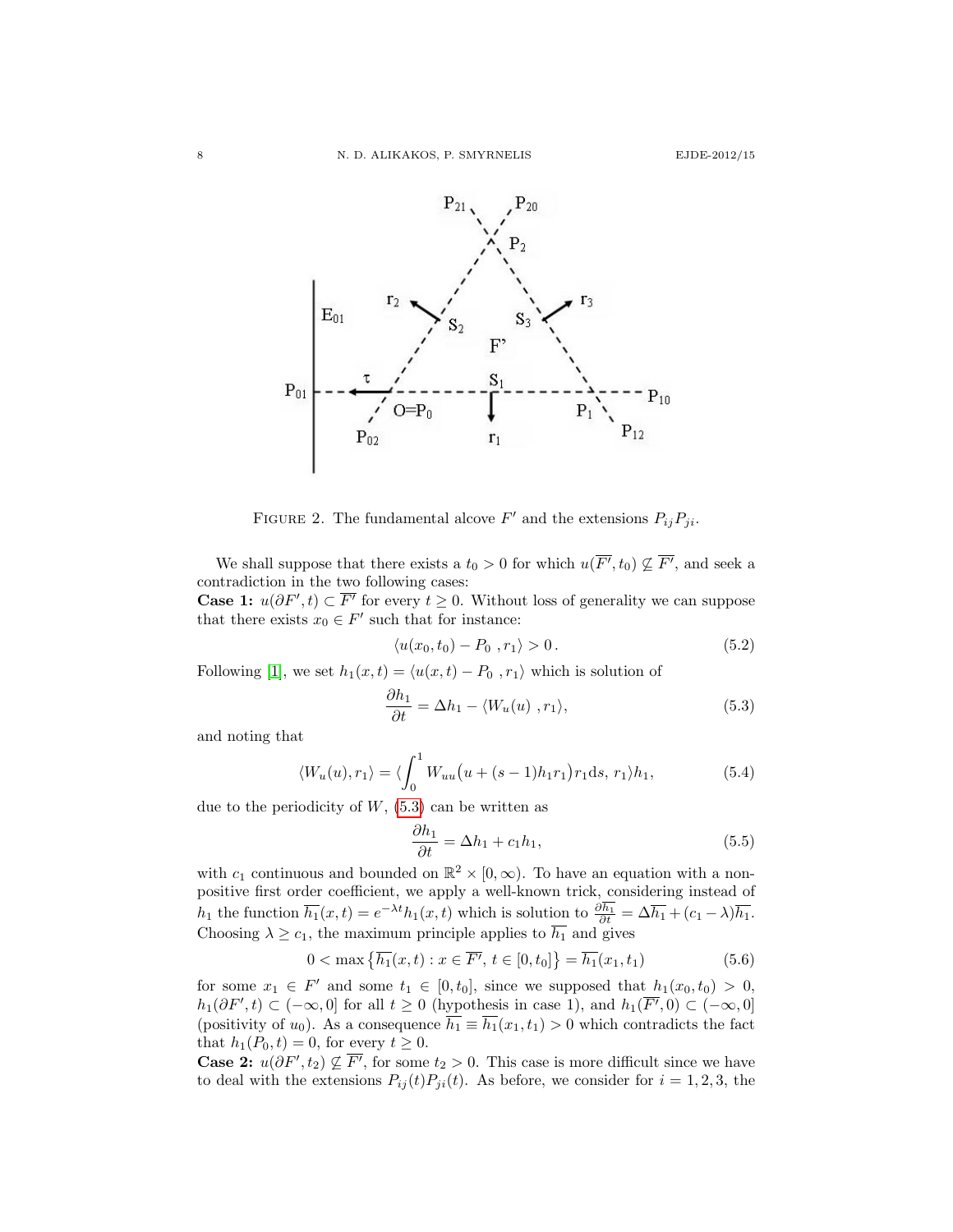FIGURE 2. The fundamental alcove $F'$ and the extensions $P_{ij}P_{ji}$.

We shall suppose that there exists a $t_0 > 0$ for which $u(\overline{F'}, t_0) \not\subseteq \overline{F'}$, and seek a contradiction in the two following cases:

**Case 1:** $u(\partial F', t) \subset \overline{F'}$ for every $t \geq 0$. Without loss of generality we can suppose that there exists $x_0 \in F'$ such that for instance:

$$\langle u(x_0, t_0) - P_0 \ , r_1 \rangle > 0\,. \tag{5.2}$$

Following [1], we set $h_1(x,t) = \langle u(x,t) - P_0 \ , r_1 \rangle$ which is solution of

$$\frac{\partial h_1}{\partial t} = \Delta h_1 - \langle W_u(u) \ , r_1 \rangle, \tag{5.3}$$

and noting that

$$\langle W_u(u), r_1 \rangle = \langle \int_0^1 W_{uu}\big(u + (s-1)h_1 r_1\big) r_1 \mathrm{d}s, \ r_1 \rangle h_1, \tag{5.4}$$

due to the periodicity of $W$, (5.3) can be written as

$$\frac{\partial h_1}{\partial t} = \Delta h_1 + c_1 h_1, \tag{5.5}$$

with $c_1$ continuous and bounded on $\mathbb{R}^2 \times [0, \infty)$. To have an equation with a non-positive first order coefficient, we apply a well-known trick, considering instead of $h_1$ the function $\overline{h_1}(x,t) = e^{-\lambda t} h_1(x,t)$ which is solution to $\frac{\partial \overline{h_1}}{\partial t} = \Delta \overline{h_1} + (c_1 - \lambda)\overline{h_1}$. Choosing $\lambda \geq c_1$, the maximum principle applies to $\overline{h_1}$ and gives

$$0 < \max\big\{\overline{h_1}(x,t) : x \in \overline{F'}, \ t \in [0, t_0]\big\} = \overline{h_1}(x_1, t_1) \tag{5.6}$$

for some $x_1 \in F'$ and some $t_1 \in [0, t_0]$, since we supposed that $h_1(x_0, t_0) > 0$, $h_1(\partial F', t) \subset (-\infty, 0]$ for all $t \geq 0$ (hypothesis in case 1), and $h_1(\overline{F'}, 0) \subset (-\infty, 0]$ (positivity of $u_0$). As a consequence $\overline{h_1} \equiv \overline{h_1}(x_1, t_1) > 0$ which contradicts the fact that $h_1(P_0, t) = 0$, for every $t \geq 0$.

**Case 2:** $u(\partial F', t_2) \not\subseteq \overline{F'}$, for some $t_2 > 0$. This case is more difficult since we have to deal with the extensions $P_{ij}(t)P_{ji}(t)$. As before, we consider for $i = 1, 2, 3$, the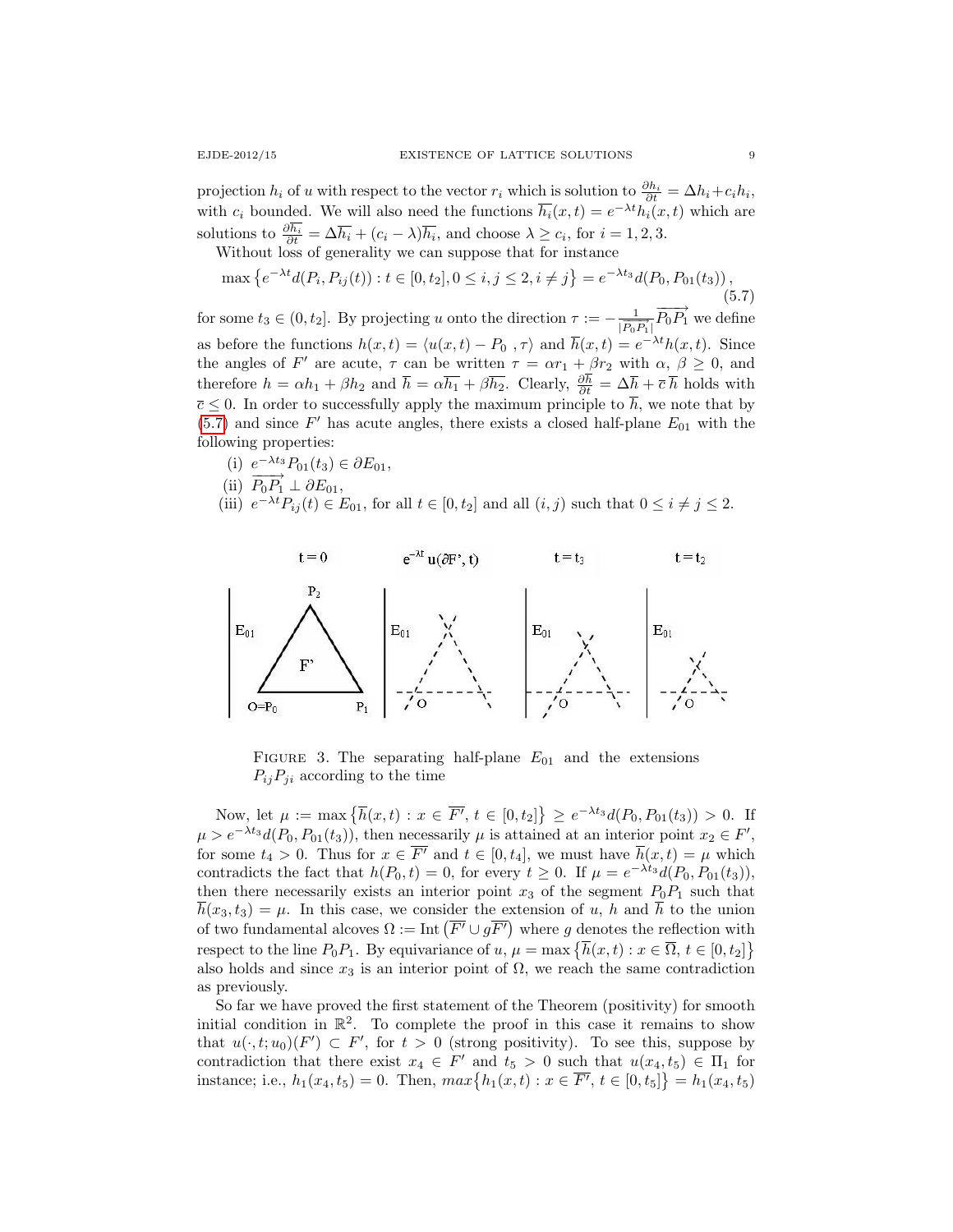projection $h_i$ of $u$ with respect to the vector $r_i$ which is solution to $\frac{\partial h_i}{\partial t} = \Delta h_i + c_i h_i$, with $c_i$ bounded. We will also need the functions $\overline{h_i}(x,t) = e^{-\lambda t} h_i(x,t)$ which are solutions to $\frac{\partial \overline{h_i}}{\partial t} = \Delta \overline{h_i} + (c_i - \lambda)\overline{h_i}$, and choose $\lambda \geq c_i$, for $i = 1, 2, 3$.

Without loss of generality we can suppose that for instance

$$\max\left\{e^{-\lambda t} d(P_i, P_{ij}(t)) : t \in [0, t_2], 0 \leq i, j \leq 2, i \neq j\right\} = e^{-\lambda t_3} d(P_0, P_{01}(t_3)), \tag{5.7}$$

for some $t_3 \in (0, t_2]$. By projecting $u$ onto the direction $\tau := -\frac{1}{|\overrightarrow{P_0 P_1}|}\overrightarrow{P_0 P_1}$ we define as before the functions $h(x,t) = \langle u(x,t) - P_0\ , \tau\rangle$ and $\overline{h}(x,t) = e^{-\lambda t} h(x,t)$. Since the angles of $F'$ are acute, $\tau$ can be written $\tau = \alpha r_1 + \beta r_2$ with $\alpha,\ \beta \geq 0$, and therefore $h = \alpha h_1 + \beta h_2$ and $\overline{h} = \alpha \overline{h_1} + \beta \overline{h_2}$. Clearly, $\frac{\partial \overline{h}}{\partial t} = \Delta \overline{h} + \overline{c}\,\overline{h}$ holds with $\overline{c} \leq 0$. In order to successfully apply the maximum principle to $\overline{h}$, we note that by (5.7) and since $F'$ has acute angles, there exists a closed half-plane $E_{01}$ with the following properties:

(i) $e^{-\lambda t_3} P_{01}(t_3) \in \partial E_{01}$,

(ii) $\overrightarrow{P_0 P_1} \perp \partial E_{01}$,

(iii) $e^{-\lambda t} P_{ij}(t) \in E_{01}$, for all $t \in [0, t_2]$ and all $(i,j)$ such that $0 \leq i \neq j \leq 2$.

FIGURE 3. The separating half-plane $E_{01}$ and the extensions $P_{ij}P_{ji}$ according to the time

Now, let $\mu := \max\left\{\overline{h}(x,t) : x \in \overline{F'},\ t \in [0, t_2]\right\} \geq e^{-\lambda t_3} d(P_0, P_{01}(t_3)) > 0$. If $\mu > e^{-\lambda t_3} d(P_0, P_{01}(t_3))$, then necessarily $\mu$ is attained at an interior point $x_2 \in F'$, for some $t_4 > 0$. Thus for $x \in \overline{F'}$ and $t \in [0, t_4]$, we must have $\overline{h}(x,t) = \mu$ which contradicts the fact that $h(P_0, t) = 0$, for every $t \geq 0$. If $\mu = e^{-\lambda t_3} d(P_0, P_{01}(t_3))$, then there necessarily exists an interior point $x_3$ of the segment $P_0 P_1$ such that $\overline{h}(x_3, t_3) = \mu$. In this case, we consider the extension of $u$, $h$ and $\overline{h}$ to the union of two fundamental alcoves $\Omega := \operatorname{Int}\left(\overline{F'} \cup g\overline{F'}\right)$ where $g$ denotes the reflection with respect to the line $P_0 P_1$. By equivariance of $u$, $\mu = \max\left\{\overline{h}(x,t) : x \in \overline{\Omega},\ t \in [0, t_2]\right\}$ also holds and since $x_3$ is an interior point of $\Omega$, we reach the same contradiction as previously.

So far we have proved the first statement of the Theorem (positivity) for smooth initial condition in $\mathbb{R}^2$. To complete the proof in this case it remains to show that $u(\cdot, t; u_0)(F') \subset F'$, for $t > 0$ (strong positivity). To see this, suppose by contradiction that there exist $x_4 \in F'$ and $t_5 > 0$ such that $u(x_4, t_5) \in \Pi_1$ for instance; i.e., $h_1(x_4, t_5) = 0$. Then, $max\left\{h_1(x,t) : x \in \overline{F'},\ t \in [0, t_5]\right\} = h_1(x_4, t_5)$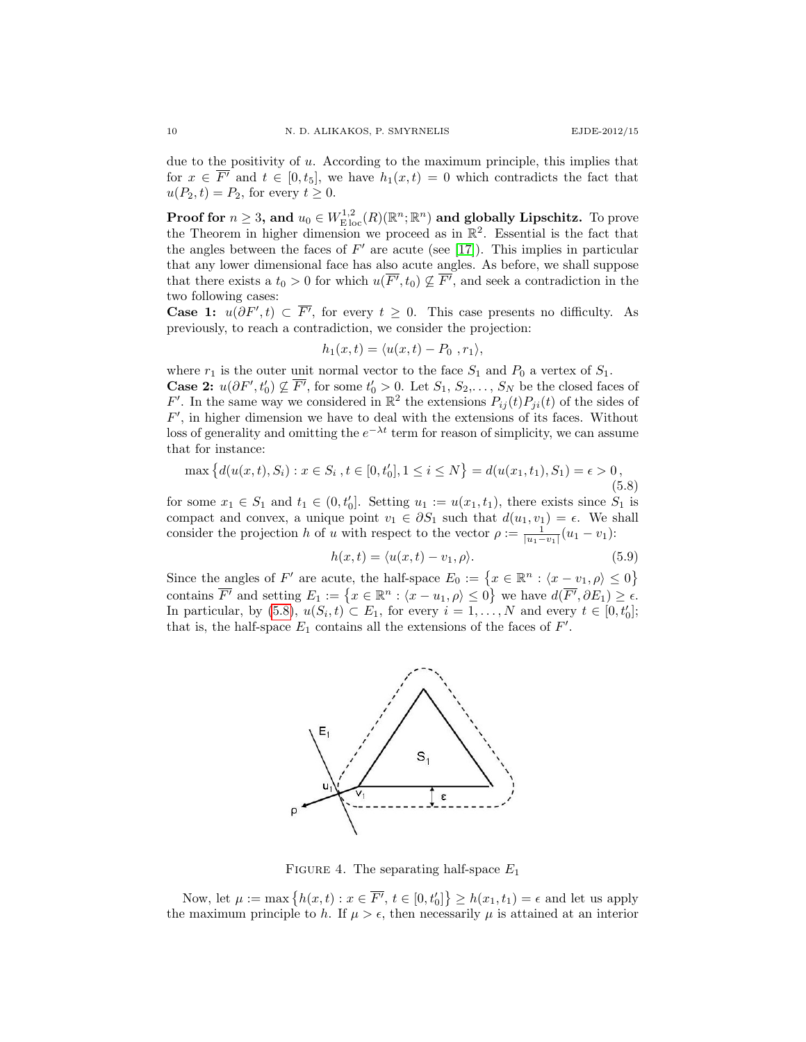due to the positivity of $u$. According to the maximum principle, this implies that for $x \in \overline{F'}$ and $t \in [0, t_5]$, we have $h_1(x,t) = 0$ which contradicts the fact that $u(P_2, t) = P_2$, for every $t \geq 0$.

**Proof for $n \geq 3$, and $u_0 \in W^{1,2}_{\mathrm{E\,loc}}(R)(\mathbb{R}^n; \mathbb{R}^n)$ and globally Lipschitz.** To prove the Theorem in higher dimension we proceed as in $\mathbb{R}^2$. Essential is the fact that the angles between the faces of $F'$ are acute (see [17]). This implies in particular that any lower dimensional face has also acute angles. As before, we shall suppose that there exists a $t_0 > 0$ for which $u(\overline{F'}, t_0) \not\subseteq \overline{F'}$, and seek a contradiction in the two following cases:

**Case 1:** $u(\partial F', t) \subset \overline{F'}$, for every $t \geq 0$. This case presents no difficulty. As previously, to reach a contradiction, we consider the projection:

$$h_1(x,t) = \langle u(x,t) - P_0 \ , r_1 \rangle,$$

where $r_1$ is the outer unit normal vector to the face $S_1$ and $P_0$ a vertex of $S_1$.

**Case 2:** $u(\partial F', t_0') \not\subseteq \overline{F'}$, for some $t_0' > 0$. Let $S_1, S_2, \dots, S_N$ be the closed faces of $F'$. In the same way we considered in $\mathbb{R}^2$ the extensions $P_{ij}(t)P_{ji}(t)$ of the sides of $F'$, in higher dimension we have to deal with the extensions of its faces. Without loss of generality and omitting the $e^{-\lambda t}$ term for reason of simplicity, we can assume that for instance:

$$\max\left\{ d(u(x,t), S_i) : x \in S_i \ , t \in [0, t_0'], 1 \leq i \leq N \right\} = d(u(x_1, t_1), S_1) = \epsilon > 0\,, \tag{5.8}$$

for some $x_1 \in S_1$ and $t_1 \in (0, t_0']$. Setting $u_1 := u(x_1, t_1)$, there exists since $S_1$ is compact and convex, a unique point $v_1 \in \partial S_1$ such that $d(u_1, v_1) = \epsilon$. We shall consider the projection $h$ of $u$ with respect to the vector $\rho := \frac{1}{|u_1 - v_1|}(u_1 - v_1)$:

$$h(x,t) = \langle u(x,t) - v_1, \rho \rangle. \tag{5.9}$$

Since the angles of $F'$ are acute, the half-space $E_0 := \left\{ x \in \mathbb{R}^n : \langle x - v_1, \rho \rangle \leq 0 \right\}$ contains $\overline{F'}$ and setting $E_1 := \left\{ x \in \mathbb{R}^n : \langle x - u_1, \rho \rangle \leq 0 \right\}$ we have $d(\overline{F'}, \partial E_1) \geq \epsilon$. In particular, by (5.8), $u(S_i, t) \subset E_1$, for every $i = 1, \dots, N$ and every $t \in [0, t_0']$; that is, the half-space $E_1$ contains all the extensions of the faces of $F'$.

Figure 4. The separating half-space $E_1$

Now, let $\mu := \max\left\{ h(x,t) : x \in \overline{F'}, \, t \in [0, t_0'] \right\} \geq h(x_1, t_1) = \epsilon$ and let us apply the maximum principle to $h$. If $\mu > \epsilon$, then necessarily $\mu$ is attained at an interior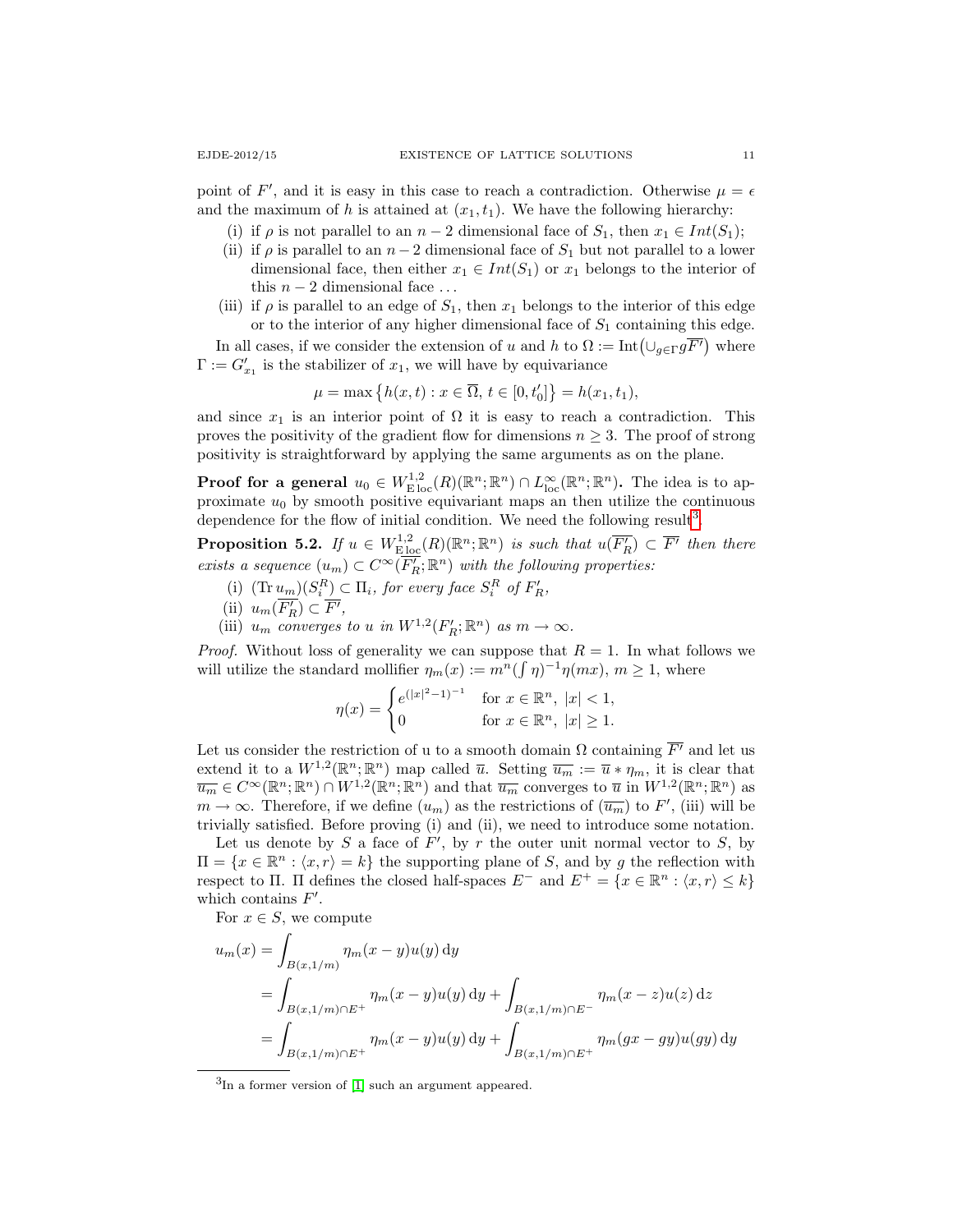point of $F'$, and it is easy in this case to reach a contradiction. Otherwise $\mu = \epsilon$ and the maximum of $h$ is attained at $(x_1, t_1)$. We have the following hierarchy:

(i) if $\rho$ is not parallel to an $n-2$ dimensional face of $S_1$, then $x_1 \in Int(S_1)$;

(ii) if $\rho$ is parallel to an $n-2$ dimensional face of $S_1$ but not parallel to a lower dimensional face, then either $x_1 \in Int(S_1)$ or $x_1$ belongs to the interior of this $n-2$ dimensional face ...

(iii) if $\rho$ is parallel to an edge of $S_1$, then $x_1$ belongs to the interior of this edge or to the interior of any higher dimensional face of $S_1$ containing this edge.

In all cases, if we consider the extension of $u$ and $h$ to $\Omega := \operatorname{Int}\big(\cup_{g \in \Gamma} g\overline{F'}\big)$ where $\Gamma := G'_{x_1}$ is the stabilizer of $x_1$, we will have by equivariance

$$\mu = \max\big\{h(x,t) : x \in \overline{\Omega},\ t \in [0, t'_0]\big\} = h(x_1, t_1),$$

and since $x_1$ is an interior point of $\Omega$ it is easy to reach a contradiction. This proves the positivity of the gradient flow for dimensions $n \geq 3$. The proof of strong positivity is straightforward by applying the same arguments as on the plane.

**Proof for a general $u_0 \in W^{1,2}_{\mathrm{E\,loc}}(R)(\mathbb{R}^n;\mathbb{R}^n) \cap L^\infty_{\mathrm{loc}}(\mathbb{R}^n;\mathbb{R}^n)$.** The idea is to approximate $u_0$ by smooth positive equivariant maps an then utilize the continuous dependence for the flow of initial condition. We need the following result[3].

**Proposition 5.2.** *If $u \in W^{1,2}_{\mathrm{E\,loc}}(R)(\mathbb{R}^n;\mathbb{R}^n)$ is such that $u(\overline{F'_R}) \subset \overline{F'}$ then there exists a sequence $(u_m) \subset C^\infty(\overline{F'_R};\mathbb{R}^n)$ with the following properties:*

(i) *$(\operatorname{Tr} u_m)(S_i^R) \subset \Pi_i$, for every face $S_i^R$ of $F'_R$,*

(ii) *$u_m(\overline{F'_R}) \subset \overline{F'}$,*

(iii) *$u_m$ converges to $u$ in $W^{1,2}(F'_R;\mathbb{R}^n)$ as $m \to \infty$.*

*Proof.* Without loss of generality we can suppose that $R = 1$. In what follows we will utilize the standard mollifier $\eta_m(x) := m^n(\int \eta)^{-1}\eta(mx)$, $m \geq 1$, where

$$\eta(x) = \begin{cases} e^{(|x|^2-1)^{-1}} & \text{for } x \in \mathbb{R}^n,\ |x| < 1,\\ 0 & \text{for } x \in \mathbb{R}^n,\ |x| \geq 1. \end{cases}$$

Let us consider the restriction of u to a smooth domain $\Omega$ containing $\overline{F'}$ and let us extend it to a $W^{1,2}(\mathbb{R}^n;\mathbb{R}^n)$ map called $\overline{u}$. Setting $\overline{u_m} := \overline{u} * \eta_m$, it is clear that $\overline{u_m} \in C^\infty(\mathbb{R}^n;\mathbb{R}^n) \cap W^{1,2}(\mathbb{R}^n;\mathbb{R}^n)$ and that $\overline{u_m}$ converges to $\overline{u}$ in $W^{1,2}(\mathbb{R}^n;\mathbb{R}^n)$ as $m \to \infty$. Therefore, if we define $(u_m)$ as the restrictions of $(\overline{u_m})$ to $F'$, (iii) will be trivially satisfied. Before proving (i) and (ii), we need to introduce some notation.

Let us denote by $S$ a face of $F'$, by $r$ the outer unit normal vector to $S$, by $\Pi = \{x \in \mathbb{R}^n : \langle x, r\rangle = k\}$ the supporting plane of $S$, and by $g$ the reflection with respect to $\Pi$. $\Pi$ defines the closed half-spaces $E^-$ and $E^+ = \{x \in \mathbb{R}^n : \langle x, r\rangle \leq k\}$ which contains $F'$.

For $x \in S$, we compute

$$\begin{aligned}
u_m(x) &= \int_{B(x,1/m)} \eta_m(x-y)u(y)\,\mathrm{d}y\\
&= \int_{B(x,1/m)\cap E^+} \eta_m(x-y)u(y)\,\mathrm{d}y + \int_{B(x,1/m)\cap E^-} \eta_m(x-z)u(z)\,\mathrm{d}z\\
&= \int_{B(x,1/m)\cap E^+} \eta_m(x-y)u(y)\,\mathrm{d}y + \int_{B(x,1/m)\cap E^+} \eta_m(gx-gy)u(gy)\,\mathrm{d}y
\end{aligned}$$

---

[3] In a former version of [1] such an argument appeared.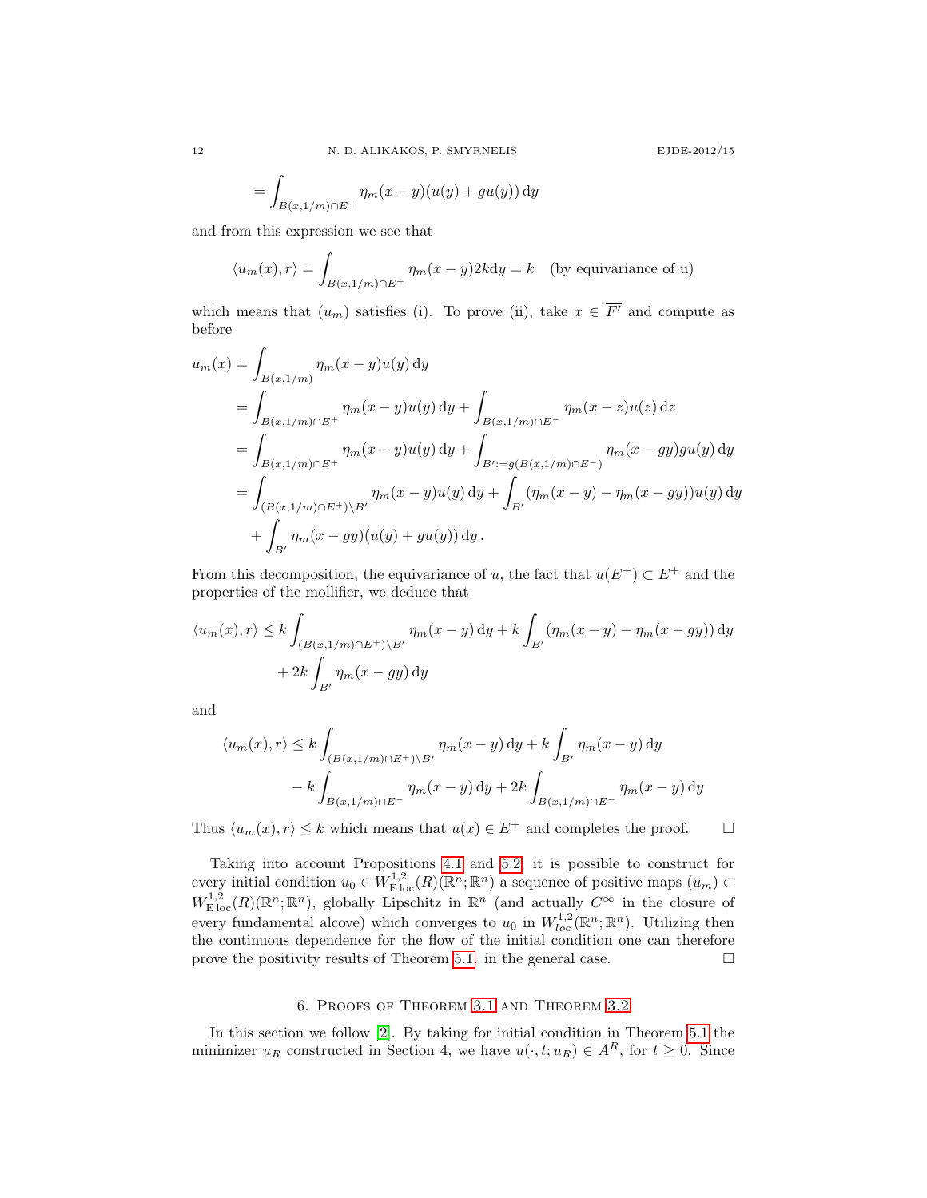$$= \int_{B(x,1/m)\cap E^+} \eta_m(x-y)(u(y)+gu(y))\,\mathrm{d}y$$

and from this expression we see that

$$\langle u_m(x), r\rangle = \int_{B(x,1/m)\cap E^+} \eta_m(x-y)2k\mathrm{d}y = k \quad \text{(by equivariance of u)}$$

which means that $(u_m)$ satisfies (i). To prove (ii), take $x \in \overline{F'}$ and compute as before

$$\begin{aligned}
u_m(x) &= \int_{B(x,1/m)} \eta_m(x-y)u(y)\,\mathrm{d}y \\
&= \int_{B(x,1/m)\cap E^+} \eta_m(x-y)u(y)\,\mathrm{d}y + \int_{B(x,1/m)\cap E^-} \eta_m(x-z)u(z)\,\mathrm{d}z \\
&= \int_{B(x,1/m)\cap E^+} \eta_m(x-y)u(y)\,\mathrm{d}y + \int_{B':=g(B(x,1/m)\cap E^-)} \eta_m(x-gy)gu(y)\,\mathrm{d}y \\
&= \int_{(B(x,1/m)\cap E^+)\setminus B'} \eta_m(x-y)u(y)\,\mathrm{d}y + \int_{B'} (\eta_m(x-y)-\eta_m(x-gy))u(y)\,\mathrm{d}y \\
&\quad + \int_{B'} \eta_m(x-gy)(u(y)+gu(y))\,\mathrm{d}y\,.
\end{aligned}$$

From this decomposition, the equivariance of $u$, the fact that $u(E^+) \subset E^+$ and the properties of the mollifier, we deduce that

$$\begin{aligned}
\langle u_m(x), r\rangle &\le k\int_{(B(x,1/m)\cap E^+)\setminus B'} \eta_m(x-y)\,\mathrm{d}y + k\int_{B'} (\eta_m(x-y)-\eta_m(x-gy))\,\mathrm{d}y \\
&\quad + 2k\int_{B'} \eta_m(x-gy)\,\mathrm{d}y
\end{aligned}$$

and

$$\begin{aligned}
\langle u_m(x), r\rangle &\le k\int_{(B(x,1/m)\cap E^+)\setminus B'} \eta_m(x-y)\,\mathrm{d}y + k\int_{B'} \eta_m(x-y)\,\mathrm{d}y \\
&\quad - k\int_{B(x,1/m)\cap E^-} \eta_m(x-y)\,\mathrm{d}y + 2k\int_{B(x,1/m)\cap E^-} \eta_m(x-y)\,\mathrm{d}y
\end{aligned}$$

Thus $\langle u_m(x), r\rangle \le k$ which means that $u(x) \in E^+$ and completes the proof. □

Taking into account Propositions 4.1 and 5.2, it is possible to construct for every initial condition $u_0 \in W^{1,2}_{\mathrm{E\,loc}}(R)(\mathbb{R}^n;\mathbb{R}^n)$ a sequence of positive maps $(u_m) \subset W^{1,2}_{\mathrm{E\,loc}}(R)(\mathbb{R}^n;\mathbb{R}^n)$, globally Lipschitz in $\mathbb{R}^n$ (and actually $C^\infty$ in the closure of every fundamental alcove) which converges to $u_0$ in $W^{1,2}_{loc}(\mathbb{R}^n;\mathbb{R}^n)$. Utilizing then the continuous dependence for the flow of the initial condition one can therefore prove the positivity results of Theorem 5.1. in the general case. □

## 6. Proofs of Theorem 3.1 and Theorem 3.2

In this section we follow [2]. By taking for initial condition in Theorem 5.1 the minimizer $u_R$ constructed in Section 4, we have $u(\cdot,t;u_R) \in A^R$, for $t \ge 0$. Since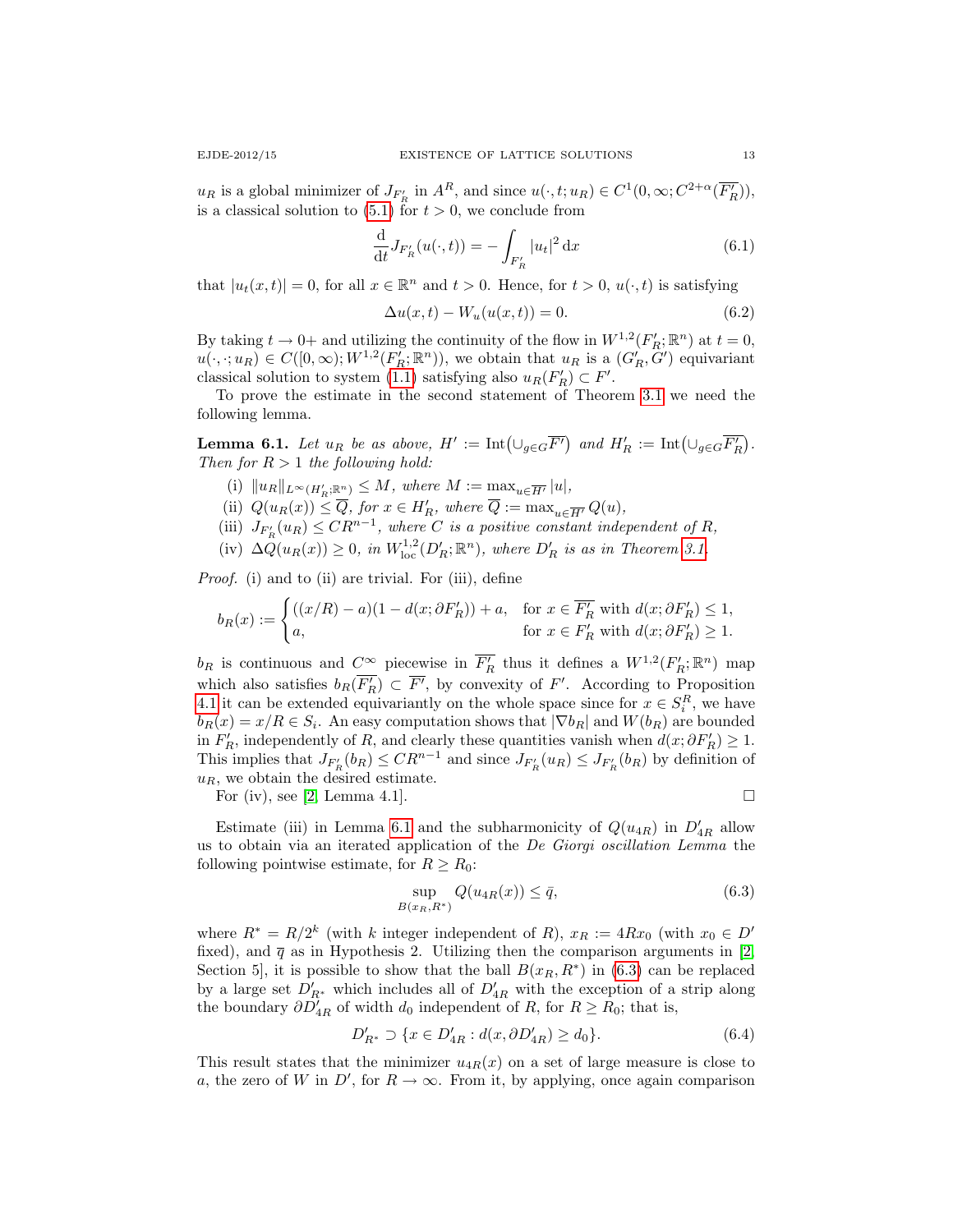$u_R$ is a global minimizer of $J_{F'_R}$ in $A^R$, and since $u(\cdot,t;u_R) \in C^1(0,\infty; C^{2+\alpha}(\overline{F'_R}))$, is a classical solution to (5.1) for $t > 0$, we conclude from

$$\frac{\mathrm{d}}{\mathrm{d}t} J_{F'_R}(u(\cdot,t)) = -\int_{F'_R} |u_t|^2 \,\mathrm{d}x \tag{6.1}$$

that $|u_t(x,t)| = 0$, for all $x \in \mathbb{R}^n$ and $t > 0$. Hence, for $t > 0$, $u(\cdot,t)$ is satisfying

$$\Delta u(x,t) - W_u(u(x,t)) = 0. \tag{6.2}$$

By taking $t \to 0+$ and utilizing the continuity of the flow in $W^{1,2}(F'_R;\mathbb{R}^n)$ at $t = 0$, $u(\cdot,\cdot;u_R) \in C([0,\infty); W^{1,2}(F'_R;\mathbb{R}^n))$, we obtain that $u_R$ is a $(G'_R, G')$ equivariant classical solution to system (1.1) satisfying also $u_R(F'_R) \subset F'$.

To prove the estimate in the second statement of Theorem 3.1 we need the following lemma.

**Lemma 6.1.** *Let $u_R$ be as above, $H' := \mathrm{Int}\big(\cup_{g\in G}\overline{F'}\big)$ and $H'_R := \mathrm{Int}\big(\cup_{g\in G}\overline{F'_R}\big)$. Then for $R > 1$ the following hold:*

- (i) $\|u_R\|_{L^\infty(H'_R;\mathbb{R}^n)} \le M$, *where* $M := \max_{u\in\overline{H'}} |u|$,
- (ii) $Q(u_R(x)) \le \overline{Q}$, *for* $x \in H'_R$, *where* $\overline{Q} := \max_{u\in\overline{H'}} Q(u)$,
- (iii) $J_{F'_R}(u_R) \le CR^{n-1}$, *where $C$ is a positive constant independent of $R$,*
- (iv) $\Delta Q(u_R(x)) \ge 0$, *in* $W^{1,2}_{\mathrm{loc}}(D'_R;\mathbb{R}^n)$, *where $D'_R$ is as in Theorem 3.1.*

*Proof.* (i) and to (ii) are trivial. For (iii), define

$$b_R(x) := \begin{cases} ((x/R) - a)(1 - d(x;\partial F'_R)) + a, & \text{for } x \in \overline{F'_R} \text{ with } d(x;\partial F'_R) \le 1,\\ a, & \text{for } x \in F'_R \text{ with } d(x;\partial F'_R) \ge 1. \end{cases}$$

$b_R$ is continuous and $C^\infty$ piecewise in $\overline{F'_R}$ thus it defines a $W^{1,2}(F'_R;\mathbb{R}^n)$ map which also satisfies $b_R(\overline{F'_R}) \subset \overline{F'}$, by convexity of $F'$. According to Proposition 4.1 it can be extended equivariantly on the whole space since for $x \in S^R_i$, we have $b_R(x) = x/R \in S_i$. An easy computation shows that $|\nabla b_R|$ and $W(b_R)$ are bounded in $F'_R$, independently of $R$, and clearly these quantities vanish when $d(x;\partial F'_R) \ge 1$. This implies that $J_{F'_R}(b_R) \le CR^{n-1}$ and since $J_{F'_R}(u_R) \le J_{F'_R}(b_R)$ by definition of $u_R$, we obtain the desired estimate.

For (iv), see [2, Lemma 4.1]. $\square$

Estimate (iii) in Lemma 6.1 and the subharmonicity of $Q(u_{4R})$ in $D'_{4R}$ allow us to obtain via an iterated application of the *De Giorgi oscillation Lemma* the following pointwise estimate, for $R \ge R_0$:

$$\sup_{B(x_R,R^*)} Q(u_{4R}(x)) \le \bar{q}, \tag{6.3}$$

where $R^* = R/2^k$ (with $k$ integer independent of $R$), $x_R := 4Rx_0$ (with $x_0 \in D'$ fixed), and $\overline{q}$ as in Hypothesis 2. Utilizing then the comparison arguments in [2, Section 5], it is possible to show that the ball $B(x_R,R^*)$ in (6.3) can be replaced by a large set $D'_{R^*}$ which includes all of $D'_{4R}$ with the exception of a strip along the boundary $\partial D'_{4R}$ of width $d_0$ independent of $R$, for $R \ge R_0$; that is,

$$D'_{R^*} \supset \{x \in D'_{4R} : d(x,\partial D'_{4R}) \ge d_0\}. \tag{6.4}$$

This result states that the minimizer $u_{4R}(x)$ on a set of large measure is close to $a$, the zero of $W$ in $D'$, for $R \to \infty$. From it, by applying, once again comparison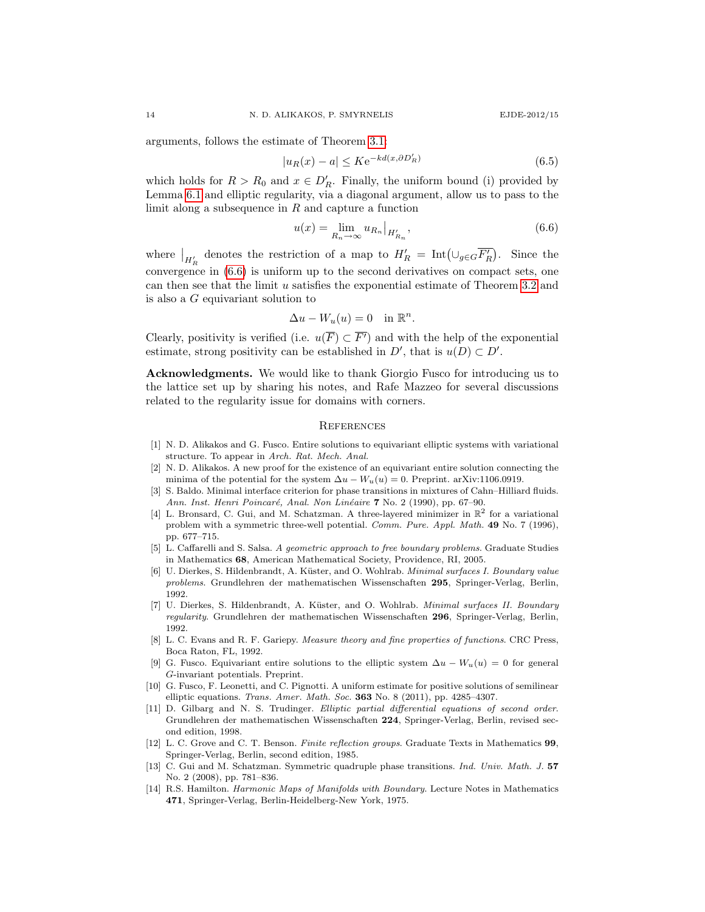arguments, follows the estimate of Theorem 3.1:

$$|u_R(x) - a| \leq K e^{-kd(x, \partial D'_R)} \tag{6.5}$$

which holds for $R > R_0$ and $x \in D'_R$. Finally, the uniform bound (i) provided by Lemma 6.1 and elliptic regularity, via a diagonal argument, allow us to pass to the limit along a subsequence in $R$ and capture a function

$$u(x) = \lim_{R_n \to \infty} u_{R_n}\big|_{H'_{R_n}}, \tag{6.6}$$

where $\big|_{H'_R}$ denotes the restriction of a map to $H'_R = \operatorname{Int}\big(\cup_{g \in G} \overline{F'_R}\big)$. Since the convergence in (6.6) is uniform up to the second derivatives on compact sets, one can then see that the limit $u$ satisfies the exponential estimate of Theorem 3.2 and is also a $G$ equivariant solution to

$$\Delta u - W_u(u) = 0 \quad \text{in } \mathbb{R}^n.$$

Clearly, positivity is verified (i.e. $u(\overline{F}) \subset \overline{F'}$) and with the help of the exponential estimate, strong positivity can be established in $D'$, that is $u(D) \subset D'$.

**Acknowledgments.** We would like to thank Giorgio Fusco for introducing us to the lattice set up by sharing his notes, and Rafe Mazzeo for several discussions related to the regularity issue for domains with corners.

## References

[1] N. D. Alikakos and G. Fusco. Entire solutions to equivariant elliptic systems with variational structure. To appear in *Arch. Rat. Mech. Anal.*

[2] N. D. Alikakos. A new proof for the existence of an equivariant entire solution connecting the minima of the potential for the system $\Delta u - W_u(u) = 0$. Preprint. arXiv:1106.0919.

[3] S. Baldo. Minimal interface criterion for phase transitions in mixtures of Cahn–Hilliard fluids. *Ann. Inst. Henri Poincaré, Anal. Non Linéaire* **7** No. 2 (1990), pp. 67–90.

[4] L. Bronsard, C. Gui, and M. Schatzman. A three-layered minimizer in $\mathbb{R}^2$ for a variational problem with a symmetric three-well potential. *Comm. Pure. Appl. Math.* **49** No. 7 (1996), pp. 677–715.

[5] L. Caffarelli and S. Salsa. *A geometric approach to free boundary problems*. Graduate Studies in Mathematics **68**, American Mathematical Society, Providence, RI, 2005.

[6] U. Dierkes, S. Hildenbrandt, A. Küster, and O. Wohlrab. *Minimal surfaces I. Boundary value problems*. Grundlehren der mathematischen Wissenschaften **295**, Springer-Verlag, Berlin, 1992.

[7] U. Dierkes, S. Hildenbrandt, A. Küster, and O. Wohlrab. *Minimal surfaces II. Boundary regularity*. Grundlehren der mathematischen Wissenschaften **296**, Springer-Verlag, Berlin, 1992.

[8] L. C. Evans and R. F. Gariepy. *Measure theory and fine properties of functions*. CRC Press, Boca Raton, FL, 1992.

[9] G. Fusco. Equivariant entire solutions to the elliptic system $\Delta u - W_u(u) = 0$ for general $G$-invariant potentials. Preprint.

[10] G. Fusco, F. Leonetti, and C. Pignotti. A uniform estimate for positive solutions of semilinear elliptic equations. *Trans. Amer. Math. Soc.* **363** No. 8 (2011), pp. 4285–4307.

[11] D. Gilbarg and N. S. Trudinger. *Elliptic partial differential equations of second order*. Grundlehren der mathematischen Wissenschaften **224**, Springer-Verlag, Berlin, revised second edition, 1998.

[12] L. C. Grove and C. T. Benson. *Finite reflection groups*. Graduate Texts in Mathematics **99**, Springer-Verlag, Berlin, second edition, 1985.

[13] C. Gui and M. Schatzman. Symmetric quadruple phase transitions. *Ind. Univ. Math. J.* **57** No. 2 (2008), pp. 781–836.

[14] R.S. Hamilton. *Harmonic Maps of Manifolds with Boundary*. Lecture Notes in Mathematics **471**, Springer-Verlag, Berlin-Heidelberg-New York, 1975.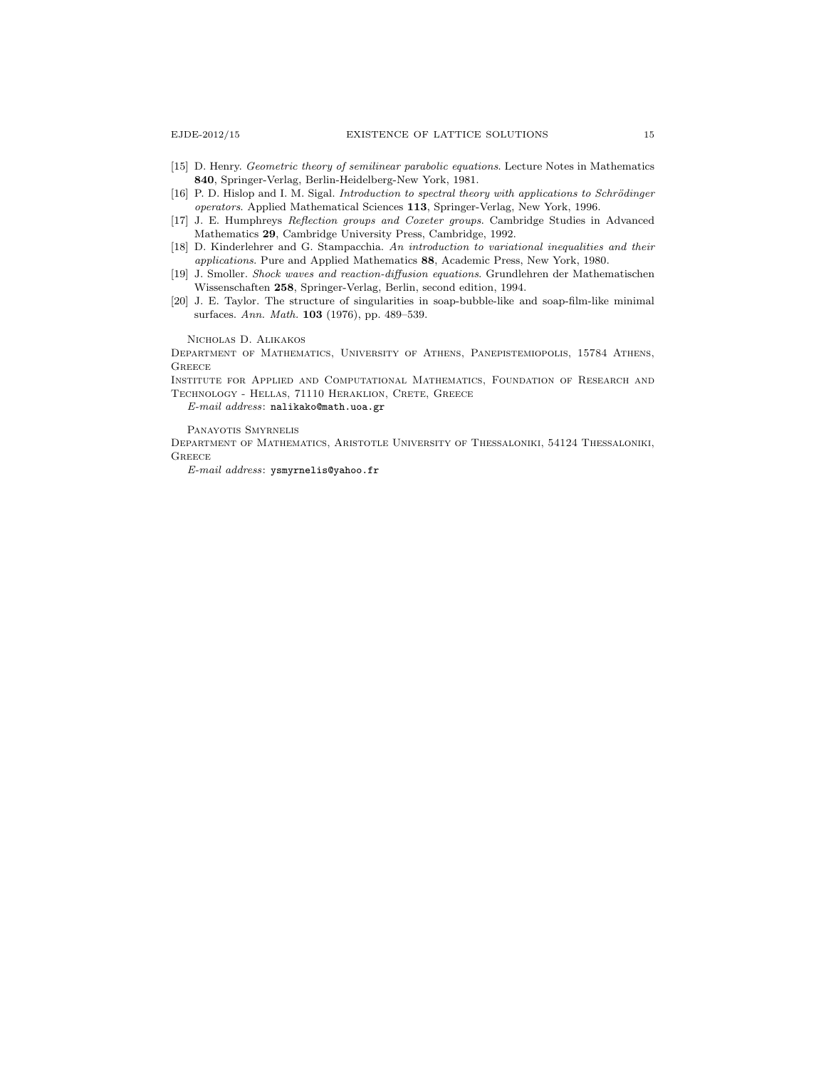[15] D. Henry. *Geometric theory of semilinear parabolic equations*. Lecture Notes in Mathematics **840**, Springer-Verlag, Berlin-Heidelberg-New York, 1981.

[16] P. D. Hislop and I. M. Sigal. *Introduction to spectral theory with applications to Schrödinger operators*. Applied Mathematical Sciences **113**, Springer-Verlag, New York, 1996.

[17] J. E. Humphreys *Reflection groups and Coxeter groups*. Cambridge Studies in Advanced Mathematics **29**, Cambridge University Press, Cambridge, 1992.

[18] D. Kinderlehrer and G. Stampacchia. *An introduction to variational inequalities and their applications*. Pure and Applied Mathematics **88**, Academic Press, New York, 1980.

[19] J. Smoller. *Shock waves and reaction-diffusion equations*. Grundlehren der Mathematischen Wissenschaften **258**, Springer-Verlag, Berlin, second edition, 1994.

[20] J. E. Taylor. The structure of singularities in soap-bubble-like and soap-film-like minimal surfaces. *Ann. Math.* **103** (1976), pp. 489–539.

Nicholas D. Alikakos

Department of Mathematics, University of Athens, Panepistemiopolis, 15784 Athens, Greece

Institute for Applied and Computational Mathematics, Foundation of Research and Technology - Hellas, 71110 Heraklion, Crete, Greece

*E-mail address*: nalikako@math.uoa.gr

Panayotis Smyrnelis

Department of Mathematics, Aristotle University of Thessaloniki, 54124 Thessaloniki, Greece

*E-mail address*: ysmyrnelis@yahoo.fr